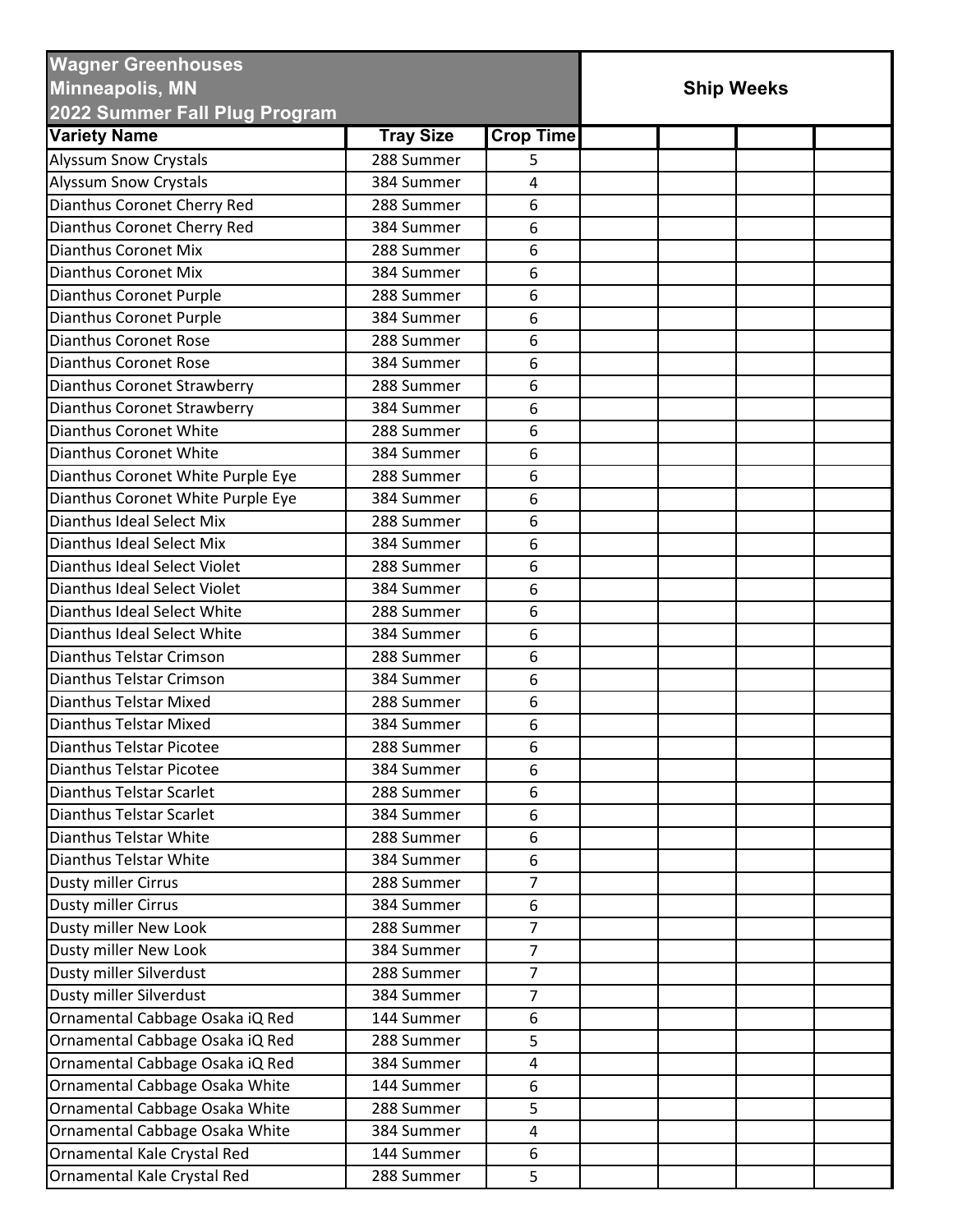| Wagner Greenhouses<br>Minneapolis, MN<br>2022 Summer Fall Plug Program | | | Ship Weeks | | | |
|---|---|---|---|---|---|---|
| **Variety Name** | **Tray Size** | **Crop Time** | | | | |
| Alyssum Snow Crystals | 288 Summer | 5 | | | | |
| Alyssum Snow Crystals | 384 Summer | 4 | | | | |
| Dianthus Coronet Cherry Red | 288 Summer | 6 | | | | |
| Dianthus Coronet Cherry Red | 384 Summer | 6 | | | | |
| Dianthus Coronet Mix | 288 Summer | 6 | | | | |
| Dianthus Coronet Mix | 384 Summer | 6 | | | | |
| Dianthus Coronet Purple | 288 Summer | 6 | | | | |
| Dianthus Coronet Purple | 384 Summer | 6 | | | | |
| Dianthus Coronet Rose | 288 Summer | 6 | | | | |
| Dianthus Coronet Rose | 384 Summer | 6 | | | | |
| Dianthus Coronet Strawberry | 288 Summer | 6 | | | | |
| Dianthus Coronet Strawberry | 384 Summer | 6 | | | | |
| Dianthus Coronet White | 288 Summer | 6 | | | | |
| Dianthus Coronet White | 384 Summer | 6 | | | | |
| Dianthus Coronet White Purple Eye | 288 Summer | 6 | | | | |
| Dianthus Coronet White Purple Eye | 384 Summer | 6 | | | | |
| Dianthus Ideal Select Mix | 288 Summer | 6 | | | | |
| Dianthus Ideal Select Mix | 384 Summer | 6 | | | | |
| Dianthus Ideal Select Violet | 288 Summer | 6 | | | | |
| Dianthus Ideal Select Violet | 384 Summer | 6 | | | | |
| Dianthus Ideal Select White | 288 Summer | 6 | | | | |
| Dianthus Ideal Select White | 384 Summer | 6 | | | | |
| Dianthus Telstar Crimson | 288 Summer | 6 | | | | |
| Dianthus Telstar Crimson | 384 Summer | 6 | | | | |
| Dianthus Telstar Mixed | 288 Summer | 6 | | | | |
| Dianthus Telstar Mixed | 384 Summer | 6 | | | | |
| Dianthus Telstar Picotee | 288 Summer | 6 | | | | |
| Dianthus Telstar Picotee | 384 Summer | 6 | | | | |
| Dianthus Telstar Scarlet | 288 Summer | 6 | | | | |
| Dianthus Telstar Scarlet | 384 Summer | 6 | | | | |
| Dianthus Telstar White | 288 Summer | 6 | | | | |
| Dianthus Telstar White | 384 Summer | 6 | | | | |
| Dusty miller Cirrus | 288 Summer | 7 | | | | |
| Dusty miller Cirrus | 384 Summer | 6 | | | | |
| Dusty miller New Look | 288 Summer | 7 | | | | |
| Dusty miller New Look | 384 Summer | 7 | | | | |
| Dusty miller Silverdust | 288 Summer | 7 | | | | |
| Dusty miller Silverdust | 384 Summer | 7 | | | | |
| Ornamental Cabbage Osaka iQ Red | 144 Summer | 6 | | | | |
| Ornamental Cabbage Osaka iQ Red | 288 Summer | 5 | | | | |
| Ornamental Cabbage Osaka iQ Red | 384 Summer | 4 | | | | |
| Ornamental Cabbage Osaka White | 144 Summer | 6 | | | | |
| Ornamental Cabbage Osaka White | 288 Summer | 5 | | | | |
| Ornamental Cabbage Osaka White | 384 Summer | 4 | | | | |
| Ornamental Kale Crystal Red | 144 Summer | 6 | | | | |
| Ornamental Kale Crystal Red | 288 Summer | 5 | | | | |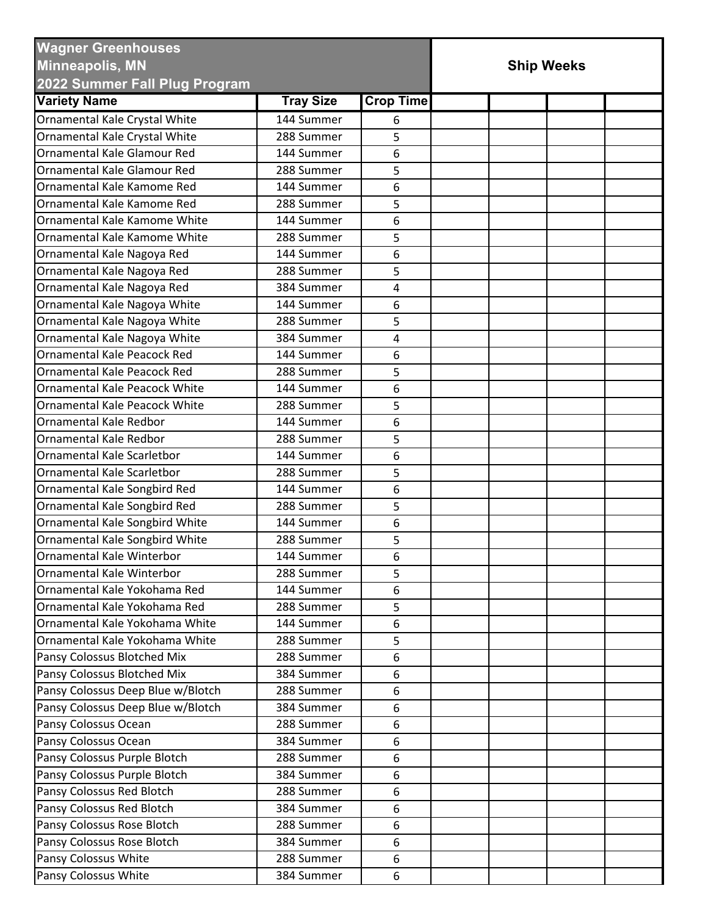**Wagner Greenhouses**
**Minneapolis, MN**
**2022 Summer Fall Plug Program**

| Variety Name | Tray Size | Crop Time | Ship Weeks | | | |
|---|---|---|---|---|---|---|
| Ornamental Kale Crystal White | 144 Summer | 6 | | | | |
| Ornamental Kale Crystal White | 288 Summer | 5 | | | | |
| Ornamental Kale Glamour Red | 144 Summer | 6 | | | | |
| Ornamental Kale Glamour Red | 288 Summer | 5 | | | | |
| Ornamental Kale Kamome Red | 144 Summer | 6 | | | | |
| Ornamental Kale Kamome Red | 288 Summer | 5 | | | | |
| Ornamental Kale Kamome White | 144 Summer | 6 | | | | |
| Ornamental Kale Kamome White | 288 Summer | 5 | | | | |
| Ornamental Kale Nagoya Red | 144 Summer | 6 | | | | |
| Ornamental Kale Nagoya Red | 288 Summer | 5 | | | | |
| Ornamental Kale Nagoya Red | 384 Summer | 4 | | | | |
| Ornamental Kale Nagoya White | 144 Summer | 6 | | | | |
| Ornamental Kale Nagoya White | 288 Summer | 5 | | | | |
| Ornamental Kale Nagoya White | 384 Summer | 4 | | | | |
| Ornamental Kale Peacock Red | 144 Summer | 6 | | | | |
| Ornamental Kale Peacock Red | 288 Summer | 5 | | | | |
| Ornamental Kale Peacock White | 144 Summer | 6 | | | | |
| Ornamental Kale Peacock White | 288 Summer | 5 | | | | |
| Ornamental Kale Redbor | 144 Summer | 6 | | | | |
| Ornamental Kale Redbor | 288 Summer | 5 | | | | |
| Ornamental Kale Scarletbor | 144 Summer | 6 | | | | |
| Ornamental Kale Scarletbor | 288 Summer | 5 | | | | |
| Ornamental Kale Songbird Red | 144 Summer | 6 | | | | |
| Ornamental Kale Songbird Red | 288 Summer | 5 | | | | |
| Ornamental Kale Songbird White | 144 Summer | 6 | | | | |
| Ornamental Kale Songbird White | 288 Summer | 5 | | | | |
| Ornamental Kale Winterbor | 144 Summer | 6 | | | | |
| Ornamental Kale Winterbor | 288 Summer | 5 | | | | |
| Ornamental Kale Yokohama Red | 144 Summer | 6 | | | | |
| Ornamental Kale Yokohama Red | 288 Summer | 5 | | | | |
| Ornamental Kale Yokohama White | 144 Summer | 6 | | | | |
| Ornamental Kale Yokohama White | 288 Summer | 5 | | | | |
| Pansy Colossus Blotched Mix | 288 Summer | 6 | | | | |
| Pansy Colossus Blotched Mix | 384 Summer | 6 | | | | |
| Pansy Colossus Deep Blue w/Blotch | 288 Summer | 6 | | | | |
| Pansy Colossus Deep Blue w/Blotch | 384 Summer | 6 | | | | |
| Pansy Colossus Ocean | 288 Summer | 6 | | | | |
| Pansy Colossus Ocean | 384 Summer | 6 | | | | |
| Pansy Colossus Purple Blotch | 288 Summer | 6 | | | | |
| Pansy Colossus Purple Blotch | 384 Summer | 6 | | | | |
| Pansy Colossus Red Blotch | 288 Summer | 6 | | | | |
| Pansy Colossus Red Blotch | 384 Summer | 6 | | | | |
| Pansy Colossus Rose Blotch | 288 Summer | 6 | | | | |
| Pansy Colossus Rose Blotch | 384 Summer | 6 | | | | |
| Pansy Colossus White | 288 Summer | 6 | | | | |
| Pansy Colossus White | 384 Summer | 6 | | | | |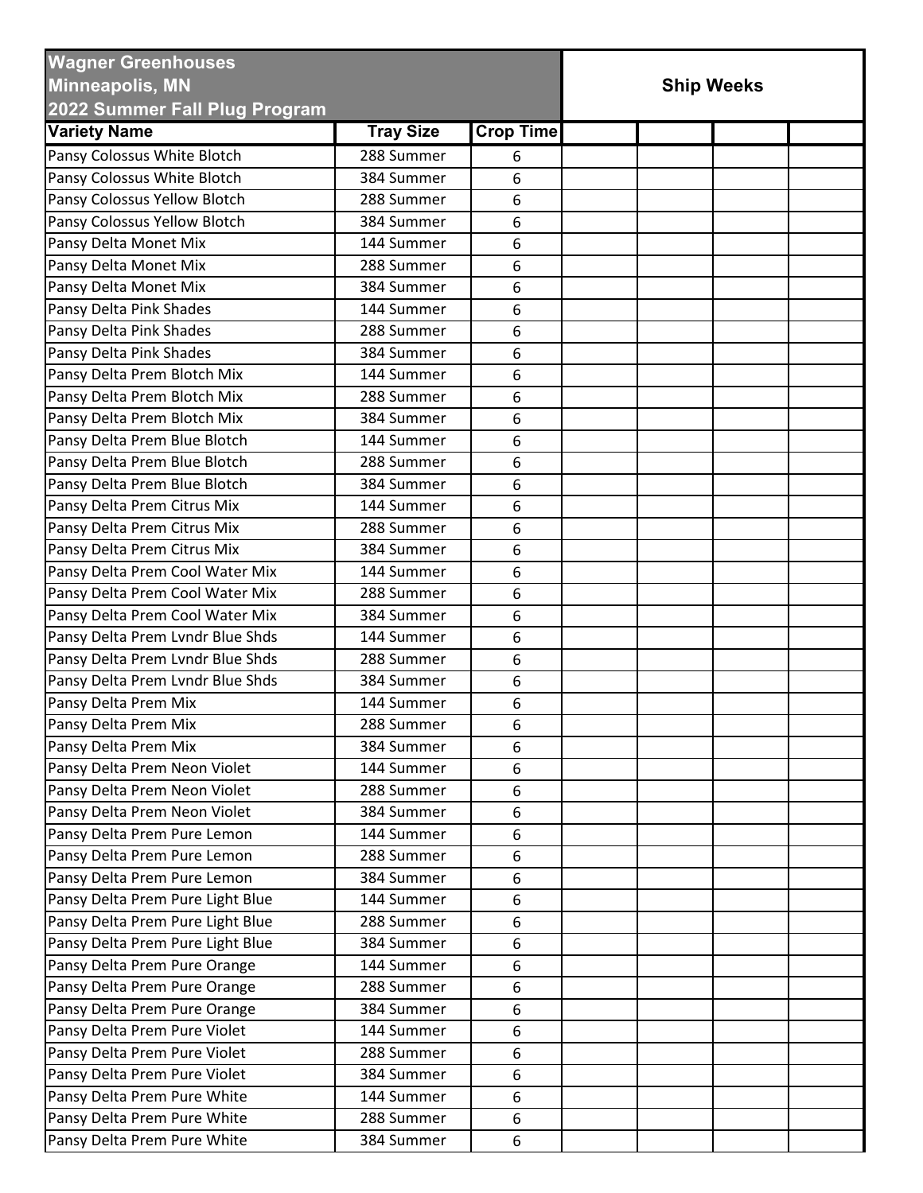**Wagner Greenhouses**
**Minneapolis, MN**
**2022 Summer Fall Plug Program**

| Variety Name | Tray Size | Crop Time | Ship Weeks | | | |
|---|---|---|---|---|---|---|
| Pansy Colossus White Blotch | 288 Summer | 6 | | | | |
| Pansy Colossus White Blotch | 384 Summer | 6 | | | | |
| Pansy Colossus Yellow Blotch | 288 Summer | 6 | | | | |
| Pansy Colossus Yellow Blotch | 384 Summer | 6 | | | | |
| Pansy Delta Monet Mix | 144 Summer | 6 | | | | |
| Pansy Delta Monet Mix | 288 Summer | 6 | | | | |
| Pansy Delta Monet Mix | 384 Summer | 6 | | | | |
| Pansy Delta Pink Shades | 144 Summer | 6 | | | | |
| Pansy Delta Pink Shades | 288 Summer | 6 | | | | |
| Pansy Delta Pink Shades | 384 Summer | 6 | | | | |
| Pansy Delta Prem Blotch Mix | 144 Summer | 6 | | | | |
| Pansy Delta Prem Blotch Mix | 288 Summer | 6 | | | | |
| Pansy Delta Prem Blotch Mix | 384 Summer | 6 | | | | |
| Pansy Delta Prem Blue Blotch | 144 Summer | 6 | | | | |
| Pansy Delta Prem Blue Blotch | 288 Summer | 6 | | | | |
| Pansy Delta Prem Blue Blotch | 384 Summer | 6 | | | | |
| Pansy Delta Prem Citrus Mix | 144 Summer | 6 | | | | |
| Pansy Delta Prem Citrus Mix | 288 Summer | 6 | | | | |
| Pansy Delta Prem Citrus Mix | 384 Summer | 6 | | | | |
| Pansy Delta Prem Cool Water Mix | 144 Summer | 6 | | | | |
| Pansy Delta Prem Cool Water Mix | 288 Summer | 6 | | | | |
| Pansy Delta Prem Cool Water Mix | 384 Summer | 6 | | | | |
| Pansy Delta Prem Lvndr Blue Shds | 144 Summer | 6 | | | | |
| Pansy Delta Prem Lvndr Blue Shds | 288 Summer | 6 | | | | |
| Pansy Delta Prem Lvndr Blue Shds | 384 Summer | 6 | | | | |
| Pansy Delta Prem Mix | 144 Summer | 6 | | | | |
| Pansy Delta Prem Mix | 288 Summer | 6 | | | | |
| Pansy Delta Prem Mix | 384 Summer | 6 | | | | |
| Pansy Delta Prem Neon Violet | 144 Summer | 6 | | | | |
| Pansy Delta Prem Neon Violet | 288 Summer | 6 | | | | |
| Pansy Delta Prem Neon Violet | 384 Summer | 6 | | | | |
| Pansy Delta Prem Pure Lemon | 144 Summer | 6 | | | | |
| Pansy Delta Prem Pure Lemon | 288 Summer | 6 | | | | |
| Pansy Delta Prem Pure Lemon | 384 Summer | 6 | | | | |
| Pansy Delta Prem Pure Light Blue | 144 Summer | 6 | | | | |
| Pansy Delta Prem Pure Light Blue | 288 Summer | 6 | | | | |
| Pansy Delta Prem Pure Light Blue | 384 Summer | 6 | | | | |
| Pansy Delta Prem Pure Orange | 144 Summer | 6 | | | | |
| Pansy Delta Prem Pure Orange | 288 Summer | 6 | | | | |
| Pansy Delta Prem Pure Orange | 384 Summer | 6 | | | | |
| Pansy Delta Prem Pure Violet | 144 Summer | 6 | | | | |
| Pansy Delta Prem Pure Violet | 288 Summer | 6 | | | | |
| Pansy Delta Prem Pure Violet | 384 Summer | 6 | | | | |
| Pansy Delta Prem Pure White | 144 Summer | 6 | | | | |
| Pansy Delta Prem Pure White | 288 Summer | 6 | | | | |
| Pansy Delta Prem Pure White | 384 Summer | 6 | | | | |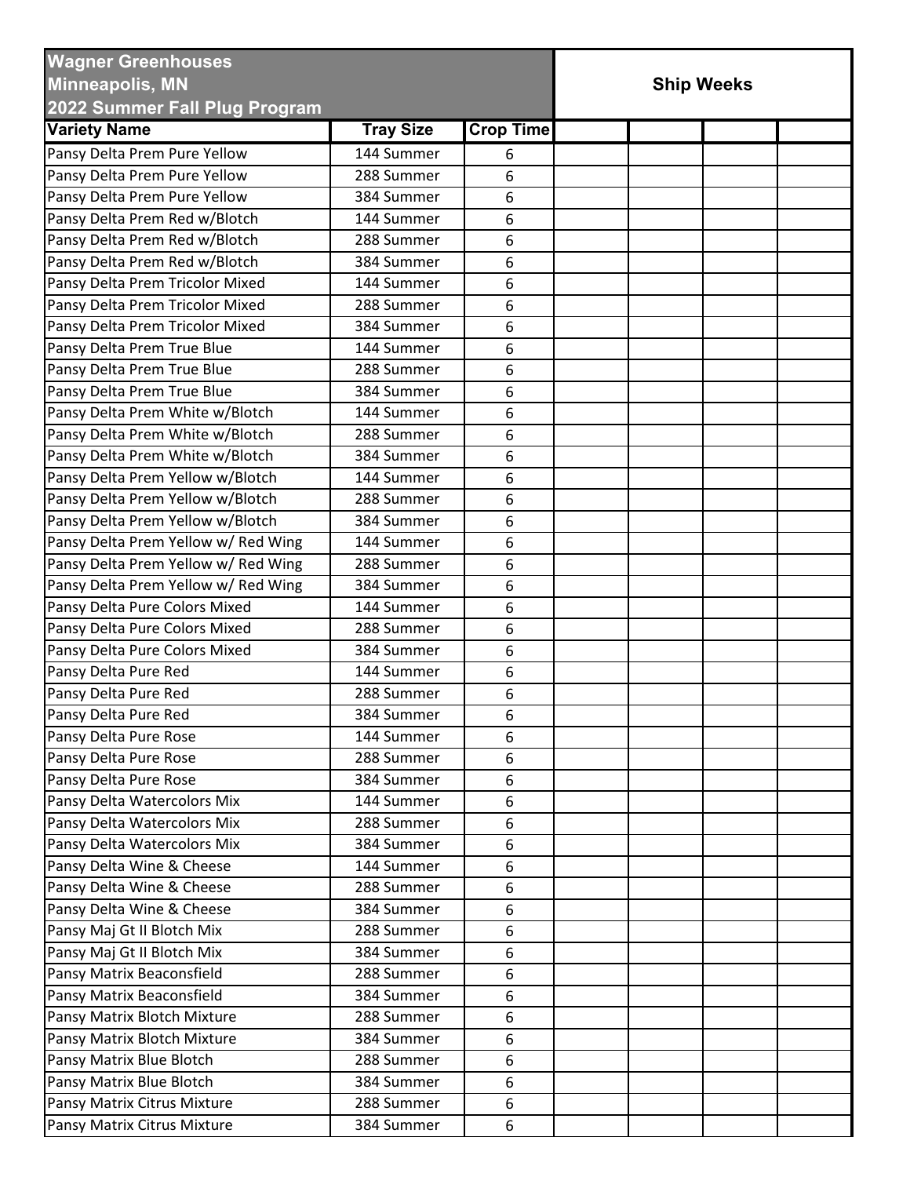| Wagner Greenhouses<br>Minneapolis, MN<br>2022 Summer Fall Plug Program | | | Ship Weeks | | | |
|---|---|---|---|---|---|---|
| **Variety Name** | **Tray Size** | **Crop Time** | | | | |
| Pansy Delta Prem Pure Yellow | 144 Summer | 6 | | | | |
| Pansy Delta Prem Pure Yellow | 288 Summer | 6 | | | | |
| Pansy Delta Prem Pure Yellow | 384 Summer | 6 | | | | |
| Pansy Delta Prem Red w/Blotch | 144 Summer | 6 | | | | |
| Pansy Delta Prem Red w/Blotch | 288 Summer | 6 | | | | |
| Pansy Delta Prem Red w/Blotch | 384 Summer | 6 | | | | |
| Pansy Delta Prem Tricolor Mixed | 144 Summer | 6 | | | | |
| Pansy Delta Prem Tricolor Mixed | 288 Summer | 6 | | | | |
| Pansy Delta Prem Tricolor Mixed | 384 Summer | 6 | | | | |
| Pansy Delta Prem True Blue | 144 Summer | 6 | | | | |
| Pansy Delta Prem True Blue | 288 Summer | 6 | | | | |
| Pansy Delta Prem True Blue | 384 Summer | 6 | | | | |
| Pansy Delta Prem White w/Blotch | 144 Summer | 6 | | | | |
| Pansy Delta Prem White w/Blotch | 288 Summer | 6 | | | | |
| Pansy Delta Prem White w/Blotch | 384 Summer | 6 | | | | |
| Pansy Delta Prem Yellow w/Blotch | 144 Summer | 6 | | | | |
| Pansy Delta Prem Yellow w/Blotch | 288 Summer | 6 | | | | |
| Pansy Delta Prem Yellow w/Blotch | 384 Summer | 6 | | | | |
| Pansy Delta Prem Yellow w/ Red Wing | 144 Summer | 6 | | | | |
| Pansy Delta Prem Yellow w/ Red Wing | 288 Summer | 6 | | | | |
| Pansy Delta Prem Yellow w/ Red Wing | 384 Summer | 6 | | | | |
| Pansy Delta Pure Colors Mixed | 144 Summer | 6 | | | | |
| Pansy Delta Pure Colors Mixed | 288 Summer | 6 | | | | |
| Pansy Delta Pure Colors Mixed | 384 Summer | 6 | | | | |
| Pansy Delta Pure Red | 144 Summer | 6 | | | | |
| Pansy Delta Pure Red | 288 Summer | 6 | | | | |
| Pansy Delta Pure Red | 384 Summer | 6 | | | | |
| Pansy Delta Pure Rose | 144 Summer | 6 | | | | |
| Pansy Delta Pure Rose | 288 Summer | 6 | | | | |
| Pansy Delta Pure Rose | 384 Summer | 6 | | | | |
| Pansy Delta Watercolors Mix | 144 Summer | 6 | | | | |
| Pansy Delta Watercolors Mix | 288 Summer | 6 | | | | |
| Pansy Delta Watercolors Mix | 384 Summer | 6 | | | | |
| Pansy Delta Wine & Cheese | 144 Summer | 6 | | | | |
| Pansy Delta Wine & Cheese | 288 Summer | 6 | | | | |
| Pansy Delta Wine & Cheese | 384 Summer | 6 | | | | |
| Pansy Maj Gt II Blotch Mix | 288 Summer | 6 | | | | |
| Pansy Maj Gt II Blotch Mix | 384 Summer | 6 | | | | |
| Pansy Matrix Beaconsfield | 288 Summer | 6 | | | | |
| Pansy Matrix Beaconsfield | 384 Summer | 6 | | | | |
| Pansy Matrix Blotch Mixture | 288 Summer | 6 | | | | |
| Pansy Matrix Blotch Mixture | 384 Summer | 6 | | | | |
| Pansy Matrix Blue Blotch | 288 Summer | 6 | | | | |
| Pansy Matrix Blue Blotch | 384 Summer | 6 | | | | |
| Pansy Matrix Citrus Mixture | 288 Summer | 6 | | | | |
| Pansy Matrix Citrus Mixture | 384 Summer | 6 | | | | |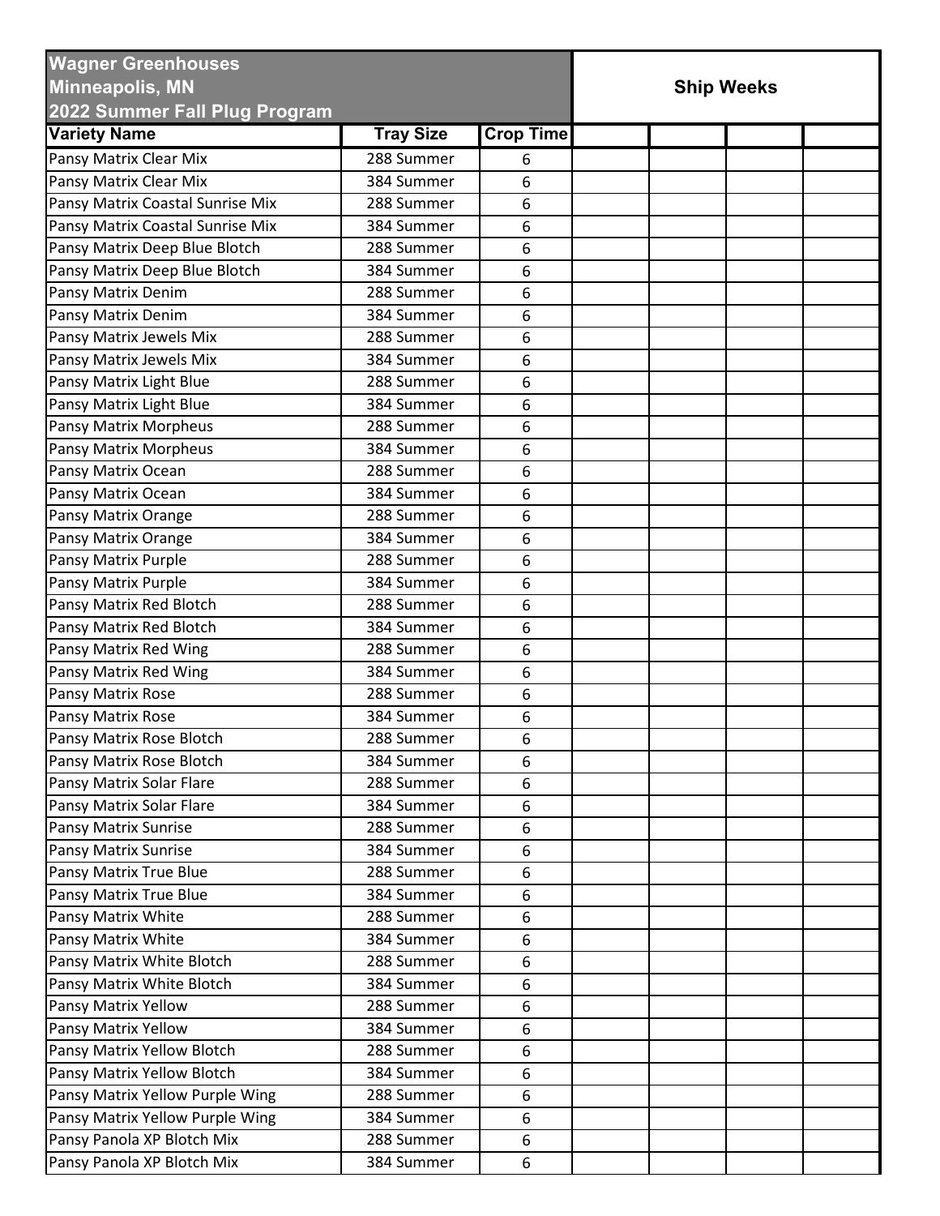| Wagner Greenhouses<br>Minneapolis, MN<br>2022 Summer Fall Plug Program | | | Ship Weeks | | | |
|---|---|---|---|---|---|---|
| **Variety Name** | **Tray Size** | **Crop Time** | | | | |
| Pansy Matrix Clear Mix | 288 Summer | 6 | | | | |
| Pansy Matrix Clear Mix | 384 Summer | 6 | | | | |
| Pansy Matrix Coastal Sunrise Mix | 288 Summer | 6 | | | | |
| Pansy Matrix Coastal Sunrise Mix | 384 Summer | 6 | | | | |
| Pansy Matrix Deep Blue Blotch | 288 Summer | 6 | | | | |
| Pansy Matrix Deep Blue Blotch | 384 Summer | 6 | | | | |
| Pansy Matrix Denim | 288 Summer | 6 | | | | |
| Pansy Matrix Denim | 384 Summer | 6 | | | | |
| Pansy Matrix Jewels Mix | 288 Summer | 6 | | | | |
| Pansy Matrix Jewels Mix | 384 Summer | 6 | | | | |
| Pansy Matrix Light Blue | 288 Summer | 6 | | | | |
| Pansy Matrix Light Blue | 384 Summer | 6 | | | | |
| Pansy Matrix Morpheus | 288 Summer | 6 | | | | |
| Pansy Matrix Morpheus | 384 Summer | 6 | | | | |
| Pansy Matrix Ocean | 288 Summer | 6 | | | | |
| Pansy Matrix Ocean | 384 Summer | 6 | | | | |
| Pansy Matrix Orange | 288 Summer | 6 | | | | |
| Pansy Matrix Orange | 384 Summer | 6 | | | | |
| Pansy Matrix Purple | 288 Summer | 6 | | | | |
| Pansy Matrix Purple | 384 Summer | 6 | | | | |
| Pansy Matrix Red Blotch | 288 Summer | 6 | | | | |
| Pansy Matrix Red Blotch | 384 Summer | 6 | | | | |
| Pansy Matrix Red Wing | 288 Summer | 6 | | | | |
| Pansy Matrix Red Wing | 384 Summer | 6 | | | | |
| Pansy Matrix Rose | 288 Summer | 6 | | | | |
| Pansy Matrix Rose | 384 Summer | 6 | | | | |
| Pansy Matrix Rose Blotch | 288 Summer | 6 | | | | |
| Pansy Matrix Rose Blotch | 384 Summer | 6 | | | | |
| Pansy Matrix Solar Flare | 288 Summer | 6 | | | | |
| Pansy Matrix Solar Flare | 384 Summer | 6 | | | | |
| Pansy Matrix Sunrise | 288 Summer | 6 | | | | |
| Pansy Matrix Sunrise | 384 Summer | 6 | | | | |
| Pansy Matrix True Blue | 288 Summer | 6 | | | | |
| Pansy Matrix True Blue | 384 Summer | 6 | | | | |
| Pansy Matrix White | 288 Summer | 6 | | | | |
| Pansy Matrix White | 384 Summer | 6 | | | | |
| Pansy Matrix White Blotch | 288 Summer | 6 | | | | |
| Pansy Matrix White Blotch | 384 Summer | 6 | | | | |
| Pansy Matrix Yellow | 288 Summer | 6 | | | | |
| Pansy Matrix Yellow | 384 Summer | 6 | | | | |
| Pansy Matrix Yellow Blotch | 288 Summer | 6 | | | | |
| Pansy Matrix Yellow Blotch | 384 Summer | 6 | | | | |
| Pansy Matrix Yellow Purple Wing | 288 Summer | 6 | | | | |
| Pansy Matrix Yellow Purple Wing | 384 Summer | 6 | | | | |
| Pansy Panola XP Blotch Mix | 288 Summer | 6 | | | | |
| Pansy Panola XP Blotch Mix | 384 Summer | 6 | | | | |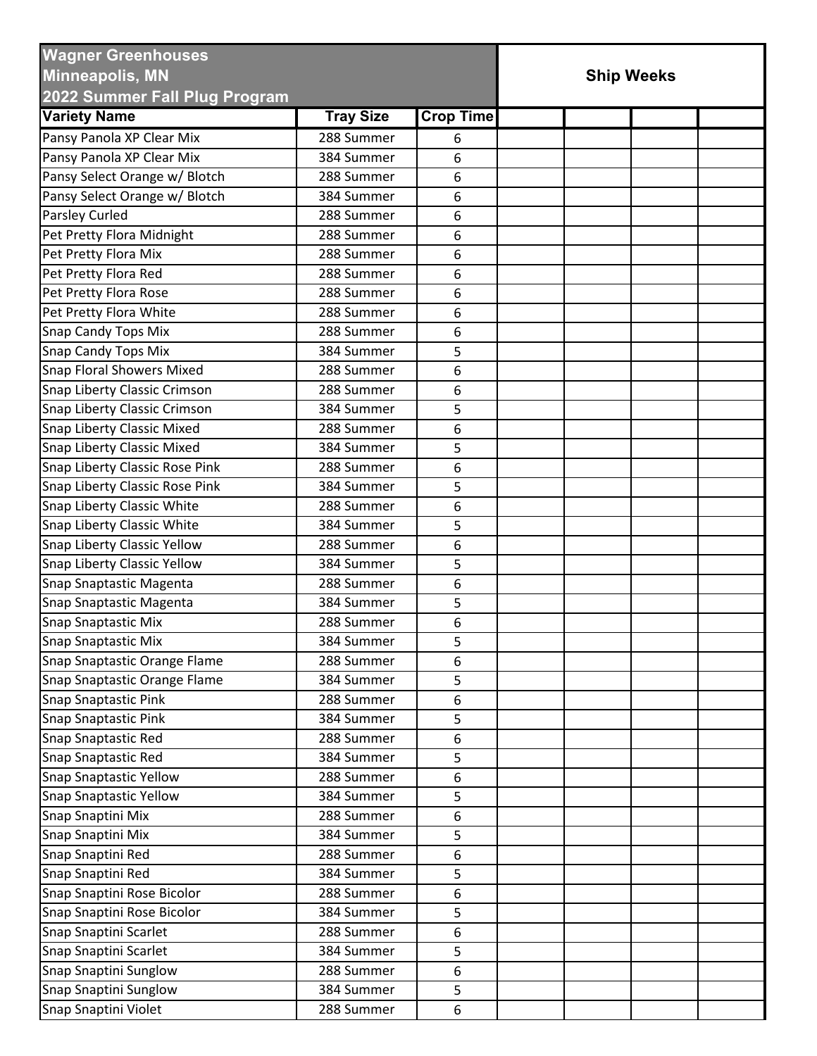**Wagner Greenhouses**
**Minneapolis, MN**
**2022 Summer Fall Plug Program**

| Variety Name | Tray Size | Crop Time | Ship Weeks | | | |
|---|---|---|---|---|---|---|
| Pansy Panola XP Clear Mix | 288 Summer | 6 | | | | |
| Pansy Panola XP Clear Mix | 384 Summer | 6 | | | | |
| Pansy Select Orange w/ Blotch | 288 Summer | 6 | | | | |
| Pansy Select Orange w/ Blotch | 384 Summer | 6 | | | | |
| Parsley Curled | 288 Summer | 6 | | | | |
| Pet Pretty Flora Midnight | 288 Summer | 6 | | | | |
| Pet Pretty Flora Mix | 288 Summer | 6 | | | | |
| Pet Pretty Flora Red | 288 Summer | 6 | | | | |
| Pet Pretty Flora Rose | 288 Summer | 6 | | | | |
| Pet Pretty Flora White | 288 Summer | 6 | | | | |
| Snap Candy Tops Mix | 288 Summer | 6 | | | | |
| Snap Candy Tops Mix | 384 Summer | 5 | | | | |
| Snap Floral Showers Mixed | 288 Summer | 6 | | | | |
| Snap Liberty Classic Crimson | 288 Summer | 6 | | | | |
| Snap Liberty Classic Crimson | 384 Summer | 5 | | | | |
| Snap Liberty Classic Mixed | 288 Summer | 6 | | | | |
| Snap Liberty Classic Mixed | 384 Summer | 5 | | | | |
| Snap Liberty Classic Rose Pink | 288 Summer | 6 | | | | |
| Snap Liberty Classic Rose Pink | 384 Summer | 5 | | | | |
| Snap Liberty Classic White | 288 Summer | 6 | | | | |
| Snap Liberty Classic White | 384 Summer | 5 | | | | |
| Snap Liberty Classic Yellow | 288 Summer | 6 | | | | |
| Snap Liberty Classic Yellow | 384 Summer | 5 | | | | |
| Snap Snaptastic Magenta | 288 Summer | 6 | | | | |
| Snap Snaptastic Magenta | 384 Summer | 5 | | | | |
| Snap Snaptastic Mix | 288 Summer | 6 | | | | |
| Snap Snaptastic Mix | 384 Summer | 5 | | | | |
| Snap Snaptastic Orange Flame | 288 Summer | 6 | | | | |
| Snap Snaptastic Orange Flame | 384 Summer | 5 | | | | |
| Snap Snaptastic Pink | 288 Summer | 6 | | | | |
| Snap Snaptastic Pink | 384 Summer | 5 | | | | |
| Snap Snaptastic Red | 288 Summer | 6 | | | | |
| Snap Snaptastic Red | 384 Summer | 5 | | | | |
| Snap Snaptastic Yellow | 288 Summer | 6 | | | | |
| Snap Snaptastic Yellow | 384 Summer | 5 | | | | |
| Snap Snaptini Mix | 288 Summer | 6 | | | | |
| Snap Snaptini Mix | 384 Summer | 5 | | | | |
| Snap Snaptini Red | 288 Summer | 6 | | | | |
| Snap Snaptini Red | 384 Summer | 5 | | | | |
| Snap Snaptini Rose Bicolor | 288 Summer | 6 | | | | |
| Snap Snaptini Rose Bicolor | 384 Summer | 5 | | | | |
| Snap Snaptini Scarlet | 288 Summer | 6 | | | | |
| Snap Snaptini Scarlet | 384 Summer | 5 | | | | |
| Snap Snaptini Sunglow | 288 Summer | 6 | | | | |
| Snap Snaptini Sunglow | 384 Summer | 5 | | | | |
| Snap Snaptini Violet | 288 Summer | 6 | | | | |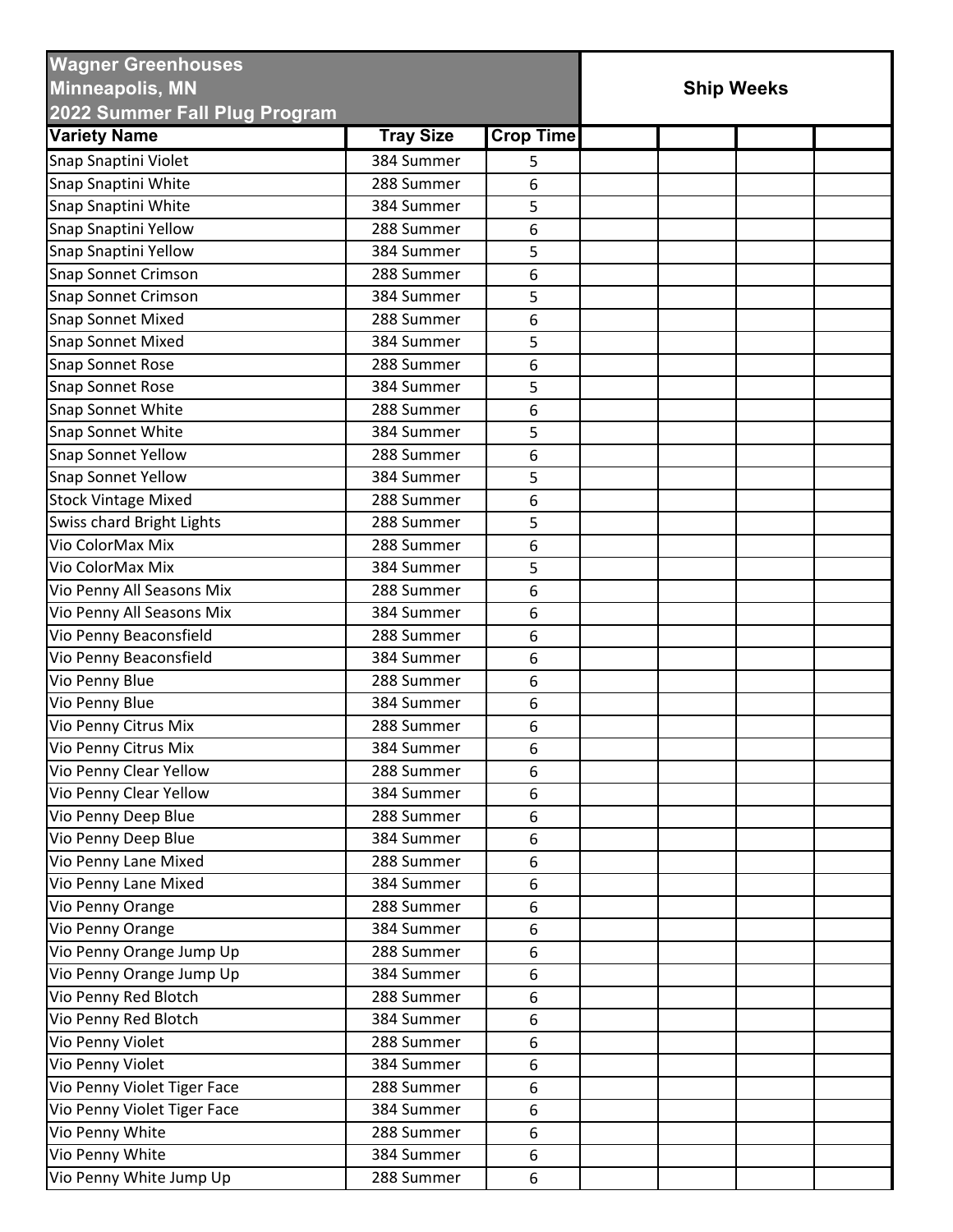| Wagner Greenhouses<br>Minneapolis, MN<br>2022 Summer Fall Plug Program | | | Ship Weeks | | | |
|---|---|---|---|---|---|---|
| **Variety Name** | **Tray Size** | **Crop Time** | | | | |
| Snap Snaptini Violet | 384 Summer | 5 | | | | |
| Snap Snaptini White | 288 Summer | 6 | | | | |
| Snap Snaptini White | 384 Summer | 5 | | | | |
| Snap Snaptini Yellow | 288 Summer | 6 | | | | |
| Snap Snaptini Yellow | 384 Summer | 5 | | | | |
| Snap Sonnet Crimson | 288 Summer | 6 | | | | |
| Snap Sonnet Crimson | 384 Summer | 5 | | | | |
| Snap Sonnet Mixed | 288 Summer | 6 | | | | |
| Snap Sonnet Mixed | 384 Summer | 5 | | | | |
| Snap Sonnet Rose | 288 Summer | 6 | | | | |
| Snap Sonnet Rose | 384 Summer | 5 | | | | |
| Snap Sonnet White | 288 Summer | 6 | | | | |
| Snap Sonnet White | 384 Summer | 5 | | | | |
| Snap Sonnet Yellow | 288 Summer | 6 | | | | |
| Snap Sonnet Yellow | 384 Summer | 5 | | | | |
| Stock Vintage Mixed | 288 Summer | 6 | | | | |
| Swiss chard Bright Lights | 288 Summer | 5 | | | | |
| Vio ColorMax Mix | 288 Summer | 6 | | | | |
| Vio ColorMax Mix | 384 Summer | 5 | | | | |
| Vio Penny All Seasons Mix | 288 Summer | 6 | | | | |
| Vio Penny All Seasons Mix | 384 Summer | 6 | | | | |
| Vio Penny Beaconsfield | 288 Summer | 6 | | | | |
| Vio Penny Beaconsfield | 384 Summer | 6 | | | | |
| Vio Penny Blue | 288 Summer | 6 | | | | |
| Vio Penny Blue | 384 Summer | 6 | | | | |
| Vio Penny Citrus Mix | 288 Summer | 6 | | | | |
| Vio Penny Citrus Mix | 384 Summer | 6 | | | | |
| Vio Penny Clear Yellow | 288 Summer | 6 | | | | |
| Vio Penny Clear Yellow | 384 Summer | 6 | | | | |
| Vio Penny Deep Blue | 288 Summer | 6 | | | | |
| Vio Penny Deep Blue | 384 Summer | 6 | | | | |
| Vio Penny Lane Mixed | 288 Summer | 6 | | | | |
| Vio Penny Lane Mixed | 384 Summer | 6 | | | | |
| Vio Penny Orange | 288 Summer | 6 | | | | |
| Vio Penny Orange | 384 Summer | 6 | | | | |
| Vio Penny Orange Jump Up | 288 Summer | 6 | | | | |
| Vio Penny Orange Jump Up | 384 Summer | 6 | | | | |
| Vio Penny Red Blotch | 288 Summer | 6 | | | | |
| Vio Penny Red Blotch | 384 Summer | 6 | | | | |
| Vio Penny Violet | 288 Summer | 6 | | | | |
| Vio Penny Violet | 384 Summer | 6 | | | | |
| Vio Penny Violet Tiger Face | 288 Summer | 6 | | | | |
| Vio Penny Violet Tiger Face | 384 Summer | 6 | | | | |
| Vio Penny White | 288 Summer | 6 | | | | |
| Vio Penny White | 384 Summer | 6 | | | | |
| Vio Penny White Jump Up | 288 Summer | 6 | | | | |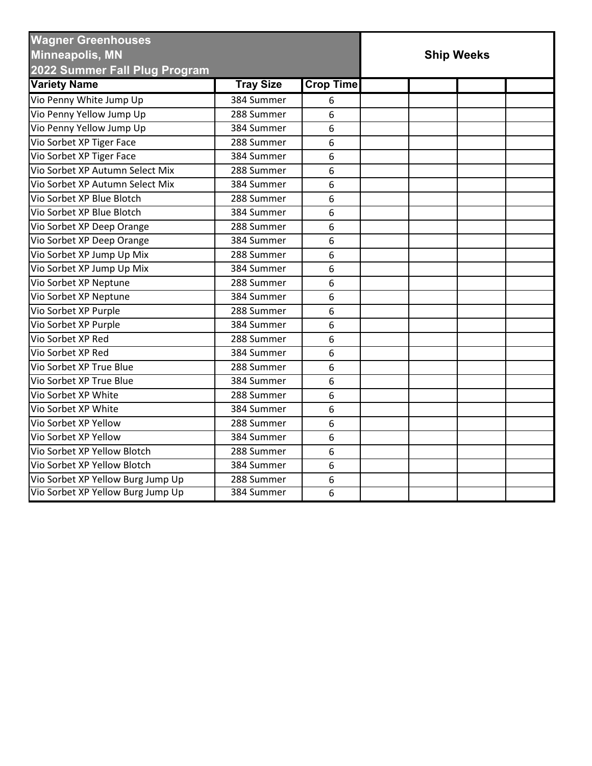| Wagner Greenhouses<br>Minneapolis, MN<br>2022 Summer Fall Plug Program | | | Ship Weeks | | | |
|---|---|---|---|---|---|---|
| **Variety Name** | **Tray Size** | **Crop Time** | | | | |
| Vio Penny White Jump Up | 384 Summer | 6 | | | | |
| Vio Penny Yellow Jump Up | 288 Summer | 6 | | | | |
| Vio Penny Yellow Jump Up | 384 Summer | 6 | | | | |
| Vio Sorbet XP Tiger Face | 288 Summer | 6 | | | | |
| Vio Sorbet XP Tiger Face | 384 Summer | 6 | | | | |
| Vio Sorbet XP Autumn Select Mix | 288 Summer | 6 | | | | |
| Vio Sorbet XP Autumn Select Mix | 384 Summer | 6 | | | | |
| Vio Sorbet XP Blue Blotch | 288 Summer | 6 | | | | |
| Vio Sorbet XP Blue Blotch | 384 Summer | 6 | | | | |
| Vio Sorbet XP Deep Orange | 288 Summer | 6 | | | | |
| Vio Sorbet XP Deep Orange | 384 Summer | 6 | | | | |
| Vio Sorbet XP Jump Up Mix | 288 Summer | 6 | | | | |
| Vio Sorbet XP Jump Up Mix | 384 Summer | 6 | | | | |
| Vio Sorbet XP Neptune | 288 Summer | 6 | | | | |
| Vio Sorbet XP Neptune | 384 Summer | 6 | | | | |
| Vio Sorbet XP Purple | 288 Summer | 6 | | | | |
| Vio Sorbet XP Purple | 384 Summer | 6 | | | | |
| Vio Sorbet XP Red | 288 Summer | 6 | | | | |
| Vio Sorbet XP Red | 384 Summer | 6 | | | | |
| Vio Sorbet XP True Blue | 288 Summer | 6 | | | | |
| Vio Sorbet XP True Blue | 384 Summer | 6 | | | | |
| Vio Sorbet XP White | 288 Summer | 6 | | | | |
| Vio Sorbet XP White | 384 Summer | 6 | | | | |
| Vio Sorbet XP Yellow | 288 Summer | 6 | | | | |
| Vio Sorbet XP Yellow | 384 Summer | 6 | | | | |
| Vio Sorbet XP Yellow Blotch | 288 Summer | 6 | | | | |
| Vio Sorbet XP Yellow Blotch | 384 Summer | 6 | | | | |
| Vio Sorbet XP Yellow Burg Jump Up | 288 Summer | 6 | | | | |
| Vio Sorbet XP Yellow Burg Jump Up | 384 Summer | 6 | | | | |